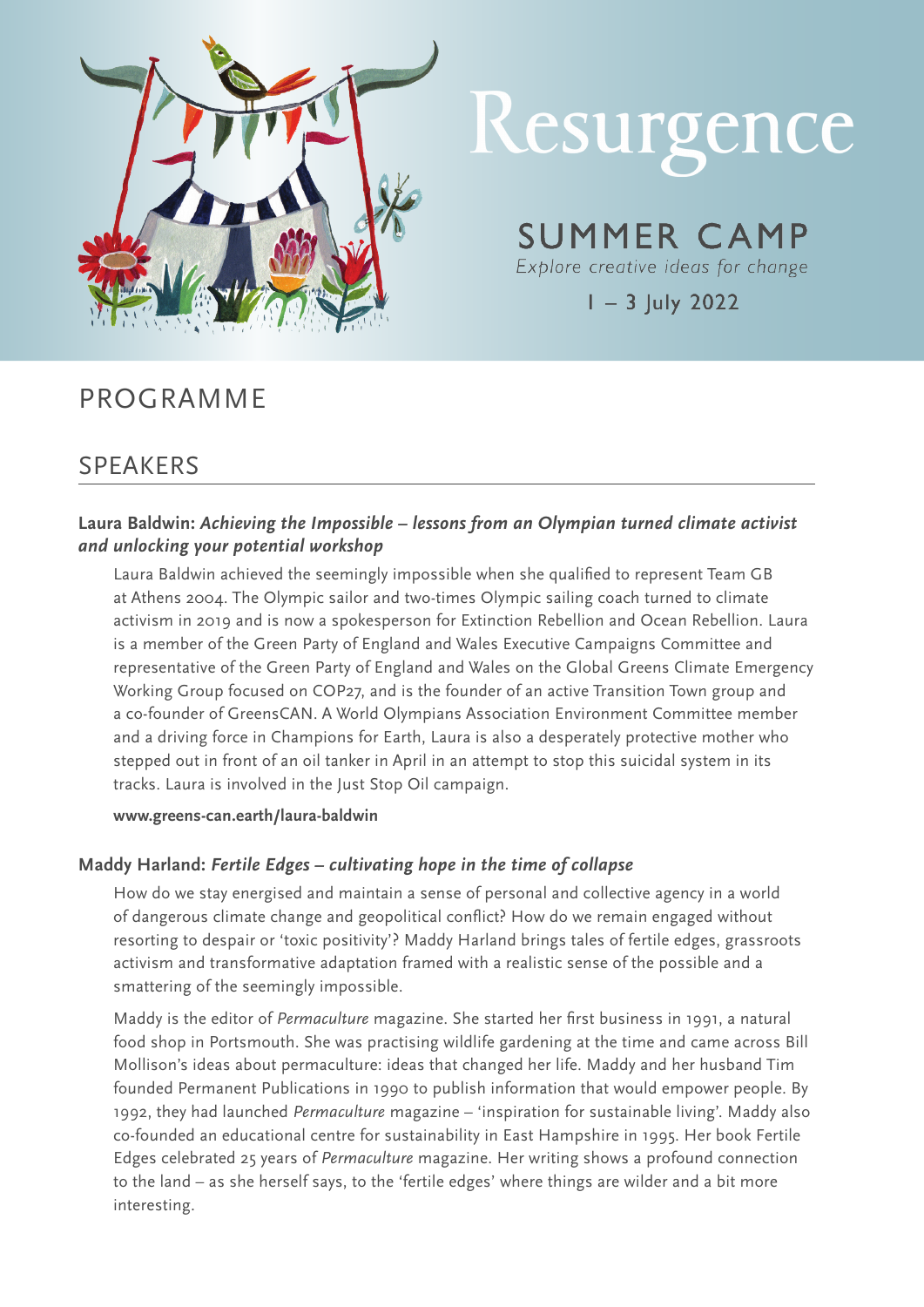# Resurgence

## SUMMER CAMP

*Explore creative ideas for change*

1 – 3 July 2022

## PROGRAMME

## SPEAKERS

### Laura Baldwin: *Achieving the Impossible – lessons from an Olympian turned climate activist and unlocking your potential workshop*

Laura Baldwin achieved the seemingly impossible when she qualified to represent Team GB at Athens 2004. The Olympic sailor and two-times Olympic sailing coach turned to climate activism in 2019 and is now a spokesperson for Extinction Rebellion and Ocean Rebellion. Laura is a member of the Green Party of England and Wales Executive Campaigns Committee and representative of the Green Party of England and Wales on the Global Greens Climate Emergency Working Group focused on COP27, and is the founder of an active Transition Town group and a co-founder of GreensCAN. A World Olympians Association Environment Committee member and a driving force in Champions for Earth, Laura is also a desperately protective mother who stepped out in front of an oil tanker in April in an attempt to stop this suicidal system in its tracks. Laura is involved in the Just Stop Oil campaign.

**www.greens-can.earth/laura-baldwin**

### Maddy Harland: *Fertile Edges – cultivating hope in the time of collapse*

How do we stay energised and maintain a sense of personal and collective agency in a world of dangerous climate change and geopolitical conflict? How do we remain engaged without resorting to despair or 'toxic positivity'? Maddy Harland brings tales of fertile edges, grassroots activism and transformative adaptation framed with a realistic sense of the possible and a smattering of the seemingly impossible.

Maddy is the editor of *Permaculture* magazine. She started her first business in 1991, a natural food shop in Portsmouth. She was practising wildlife gardening at the time and came across Bill Mollison's ideas about permaculture: ideas that changed her life. Maddy and her husband Tim founded Permanent Publications in 1990 to publish information that would empower people. By 1992, they had launched *Permaculture* magazine – 'inspiration for sustainable living'. Maddy also co-founded an educational centre for sustainability in East Hampshire in 1995. Her book Fertile Edges celebrated 25 years of *Permaculture* magazine. Her writing shows a profound connection to the land – as she herself says, to the 'fertile edges' where things are wilder and a bit more interesting.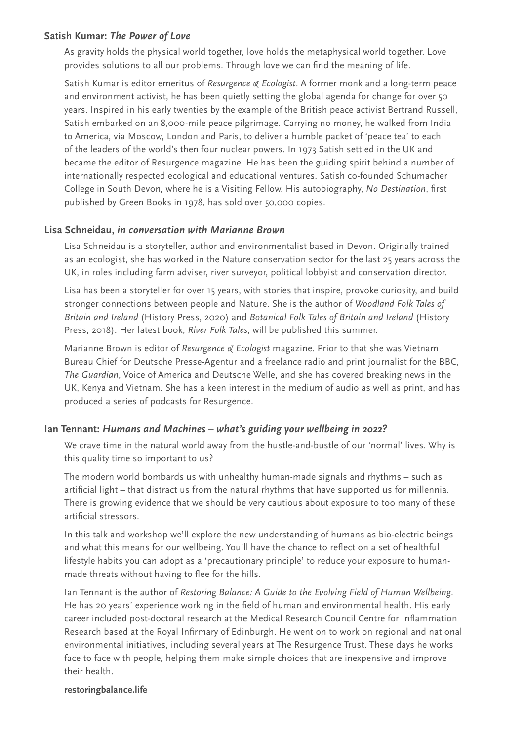### Satish Kumar: *The Power of Love*

As gravity holds the physical world together, love holds the metaphysical world together. Love provides solutions to all our problems. Through love we can find the meaning of life.

Satish Kumar is editor emeritus of *Resurgence & Ecologist*. A former monk and a long-term peace and environment activist, he has been quietly setting the global agenda for change for over 50 years. Inspired in his early twenties by the example of the British peace activist Bertrand Russell, Satish embarked on an 8,000-mile peace pilgrimage. Carrying no money, he walked from India to America, via Moscow, London and Paris, to deliver a humble packet of 'peace tea' to each of the leaders of the world's then four nuclear powers. In 1973 Satish settled in the UK and became the editor of Resurgence magazine. He has been the guiding spirit behind a number of internationally respected ecological and educational ventures. Satish co-founded Schumacher College in South Devon, where he is a Visiting Fellow. His autobiography, *No Destination*, first published by Green Books in 1978, has sold over 50,000 copies.

### Lisa Schneidau, *in conversation with Marianne Brown*

Lisa Schneidau is a storyteller, author and environmentalist based in Devon. Originally trained as an ecologist, she has worked in the Nature conservation sector for the last 25 years across the UK, in roles including farm adviser, river surveyor, political lobbyist and conservation director.

Lisa has been a storyteller for over 15 years, with stories that inspire, provoke curiosity, and build stronger connections between people and Nature. She is the author of *Woodland Folk Tales of Britain and Ireland* (History Press, 2020) and *Botanical Folk Tales of Britain and Ireland* (History Press, 2018). Her latest book, *River Folk Tales*, will be published this summer.

Marianne Brown is editor of *Resurgence & Ecologist* magazine. Prior to that she was Vietnam Bureau Chief for Deutsche Presse-Agentur and a freelance radio and print journalist for the BBC, *The Guardian*, Voice of America and Deutsche Welle, and she has covered breaking news in the UK, Kenya and Vietnam. She has a keen interest in the medium of audio as well as print, and has produced a series of podcasts for Resurgence.

### Ian Tennant: *Humans and Machines – what's guiding your wellbeing in 2022?*

We crave time in the natural world away from the hustle-and-bustle of our 'normal' lives. Why is this quality time so important to us?

The modern world bombards us with unhealthy human-made signals and rhythms – such as artificial light – that distract us from the natural rhythms that have supported us for millennia. There is growing evidence that we should be very cautious about exposure to too many of these artificial stressors.

In this talk and workshop we'll explore the new understanding of humans as bio-electric beings and what this means for our wellbeing. You'll have the chance to reflect on a set of healthful lifestyle habits you can adopt as a 'precautionary principle' to reduce your exposure to human-made threats without having to flee for the hills.

Ian Tennant is the author of *Restoring Balance: A Guide to the Evolving Field of Human Wellbeing*. He has 20 years' experience working in the field of human and environmental health. His early career included post-doctoral research at the Medical Research Council Centre for Inflammation Research based at the Royal Infirmary of Edinburgh. He went on to work on regional and national environmental initiatives, including several years at The Resurgence Trust. These days he works face to face with people, helping them make simple choices that are inexpensive and improve their health.

**restoringbalance.life**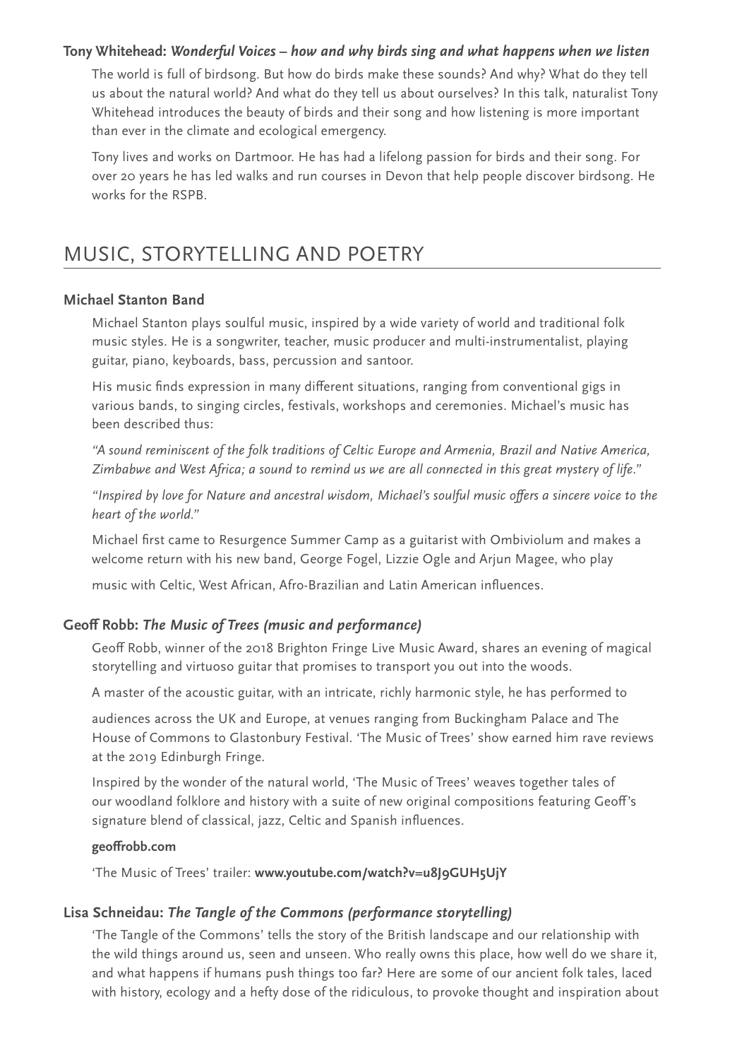**Tony Whitehead:** ***Wonderful Voices – how and why birds sing and what happens when we listen***

The world is full of birdsong. But how do birds make these sounds? And why? What do they tell us about the natural world? And what do they tell us about ourselves? In this talk, naturalist Tony Whitehead introduces the beauty of birds and their song and how listening is more important than ever in the climate and ecological emergency.

Tony lives and works on Dartmoor. He has had a lifelong passion for birds and their song. For over 20 years he has led walks and run courses in Devon that help people discover birdsong. He works for the RSPB.

## MUSIC, STORYTELLING AND POETRY

**Michael Stanton Band**

Michael Stanton plays soulful music, inspired by a wide variety of world and traditional folk music styles. He is a songwriter, teacher, music producer and multi-instrumentalist, playing guitar, piano, keyboards, bass, percussion and santoor.

His music finds expression in many different situations, ranging from conventional gigs in various bands, to singing circles, festivals, workshops and ceremonies. Michael's music has been described thus:

*"A sound reminiscent of the folk traditions of Celtic Europe and Armenia, Brazil and Native America, Zimbabwe and West Africa; a sound to remind us we are all connected in this great mystery of life."*

*"Inspired by love for Nature and ancestral wisdom, Michael's soulful music offers a sincere voice to the heart of the world."*

Michael first came to Resurgence Summer Camp as a guitarist with Ombiviolum and makes a welcome return with his new band, George Fogel, Lizzie Ogle and Arjun Magee, who play music with Celtic, West African, Afro-Brazilian and Latin American influences.

**Geoff Robb:** ***The Music of Trees (music and performance)***

Geoff Robb, winner of the 2018 Brighton Fringe Live Music Award, shares an evening of magical storytelling and virtuoso guitar that promises to transport you out into the woods.

A master of the acoustic guitar, with an intricate, richly harmonic style, he has performed to audiences across the UK and Europe, at venues ranging from Buckingham Palace and The House of Commons to Glastonbury Festival. 'The Music of Trees' show earned him rave reviews at the 2019 Edinburgh Fringe.

Inspired by the wonder of the natural world, 'The Music of Trees' weaves together tales of our woodland folklore and history with a suite of new original compositions featuring Geoff's signature blend of classical, jazz, Celtic and Spanish influences.

**geoffrobb.com**

'The Music of Trees' trailer: **www.youtube.com/watch?v=u8J9GUH5UjY**

**Lisa Schneidau:** ***The Tangle of the Commons (performance storytelling)***

'The Tangle of the Commons' tells the story of the British landscape and our relationship with the wild things around us, seen and unseen. Who really owns this place, how well do we share it, and what happens if humans push things too far? Here are some of our ancient folk tales, laced with history, ecology and a hefty dose of the ridiculous, to provoke thought and inspiration about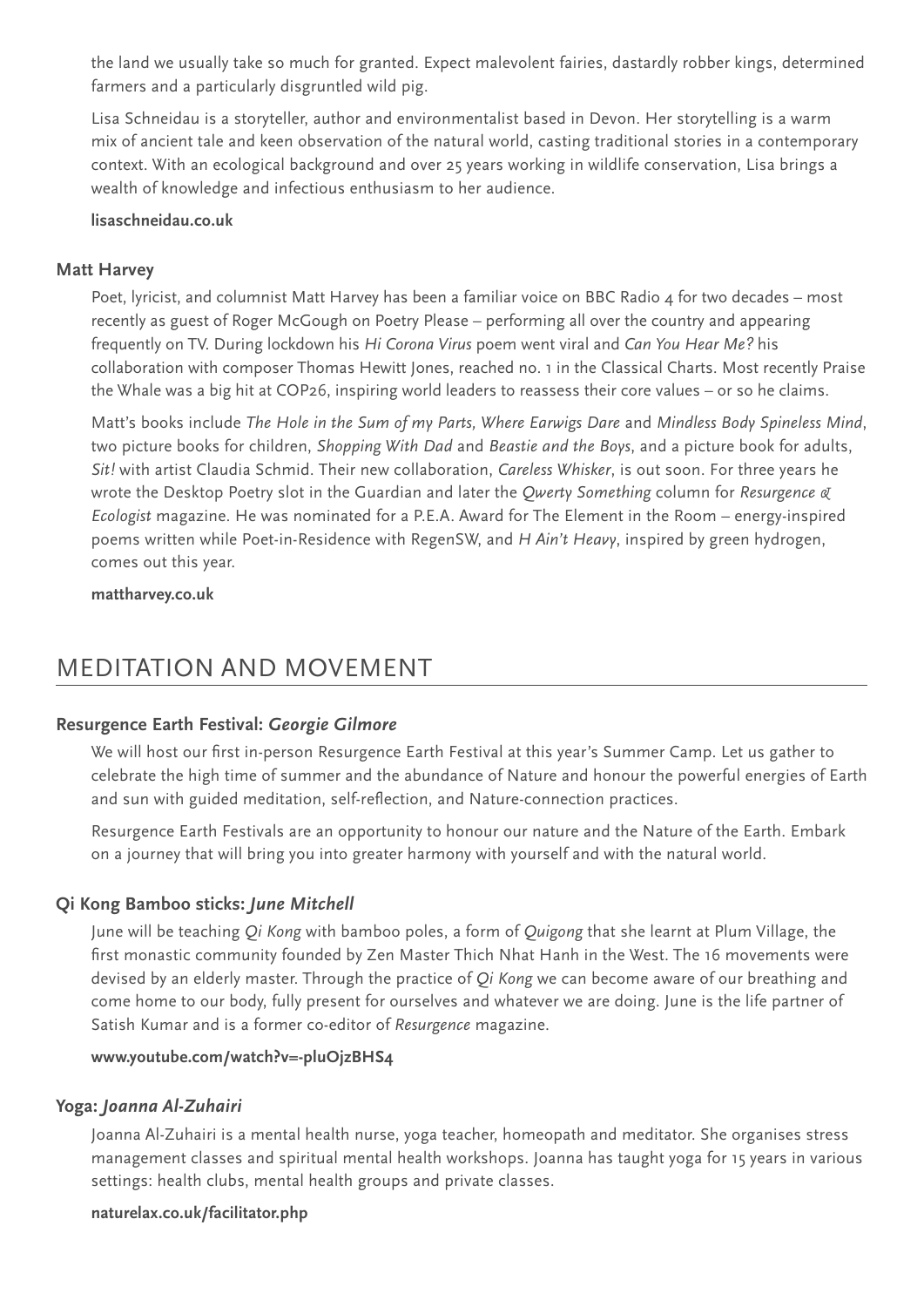the land we usually take so much for granted. Expect malevolent fairies, dastardly robber kings, determined farmers and a particularly disgruntled wild pig.

Lisa Schneidau is a storyteller, author and environmentalist based in Devon. Her storytelling is a warm mix of ancient tale and keen observation of the natural world, casting traditional stories in a contemporary context. With an ecological background and over 25 years working in wildlife conservation, Lisa brings a wealth of knowledge and infectious enthusiasm to her audience.

**lisaschneidau.co.uk**

### Matt Harvey

Poet, lyricist, and columnist Matt Harvey has been a familiar voice on BBC Radio 4 for two decades – most recently as guest of Roger McGough on Poetry Please – performing all over the country and appearing frequently on TV. During lockdown his *Hi Corona Virus* poem went viral and *Can You Hear Me?* his collaboration with composer Thomas Hewitt Jones, reached no. 1 in the Classical Charts. Most recently Praise the Whale was a big hit at COP26, inspiring world leaders to reassess their core values – or so he claims.

Matt's books include *The Hole in the Sum of my Parts, Where Earwigs Dare* and *Mindless Body Spineless Mind*, two picture books for children, *Shopping With Dad* and *Beastie and the Boys*, and a picture book for adults, *Sit!* with artist Claudia Schmid. Their new collaboration, *Careless Whisker*, is out soon. For three years he wrote the Desktop Poetry slot in the Guardian and later the *Qwerty Something* column for *Resurgence & Ecologist* magazine. He was nominated for a P.E.A. Award for The Element in the Room – energy-inspired poems written while Poet-in-Residence with RegenSW, and *H Ain't Heavy*, inspired by green hydrogen, comes out this year.

**mattharvey.co.uk**

## MEDITATION AND MOVEMENT

### Resurgence Earth Festival: *Georgie Gilmore*

We will host our first in-person Resurgence Earth Festival at this year's Summer Camp. Let us gather to celebrate the high time of summer and the abundance of Nature and honour the powerful energies of Earth and sun with guided meditation, self-reflection, and Nature-connection practices.

Resurgence Earth Festivals are an opportunity to honour our nature and the Nature of the Earth. Embark on a journey that will bring you into greater harmony with yourself and with the natural world.

### Qi Kong Bamboo sticks: *June Mitchell*

June will be teaching *Qi Kong* with bamboo poles, a form of *Quigong* that she learnt at Plum Village, the first monastic community founded by Zen Master Thich Nhat Hanh in the West. The 16 movements were devised by an elderly master. Through the practice of *Qi Kong* we can become aware of our breathing and come home to our body, fully present for ourselves and whatever we are doing. June is the life partner of Satish Kumar and is a former co-editor of *Resurgence* magazine.

**www.youtube.com/watch?v=-pluOjzBHS4**

### Yoga: *Joanna Al-Zuhairi*

Joanna Al-Zuhairi is a mental health nurse, yoga teacher, homeopath and meditator. She organises stress management classes and spiritual mental health workshops. Joanna has taught yoga for 15 years in various settings: health clubs, mental health groups and private classes.

**naturelax.co.uk/facilitator.php**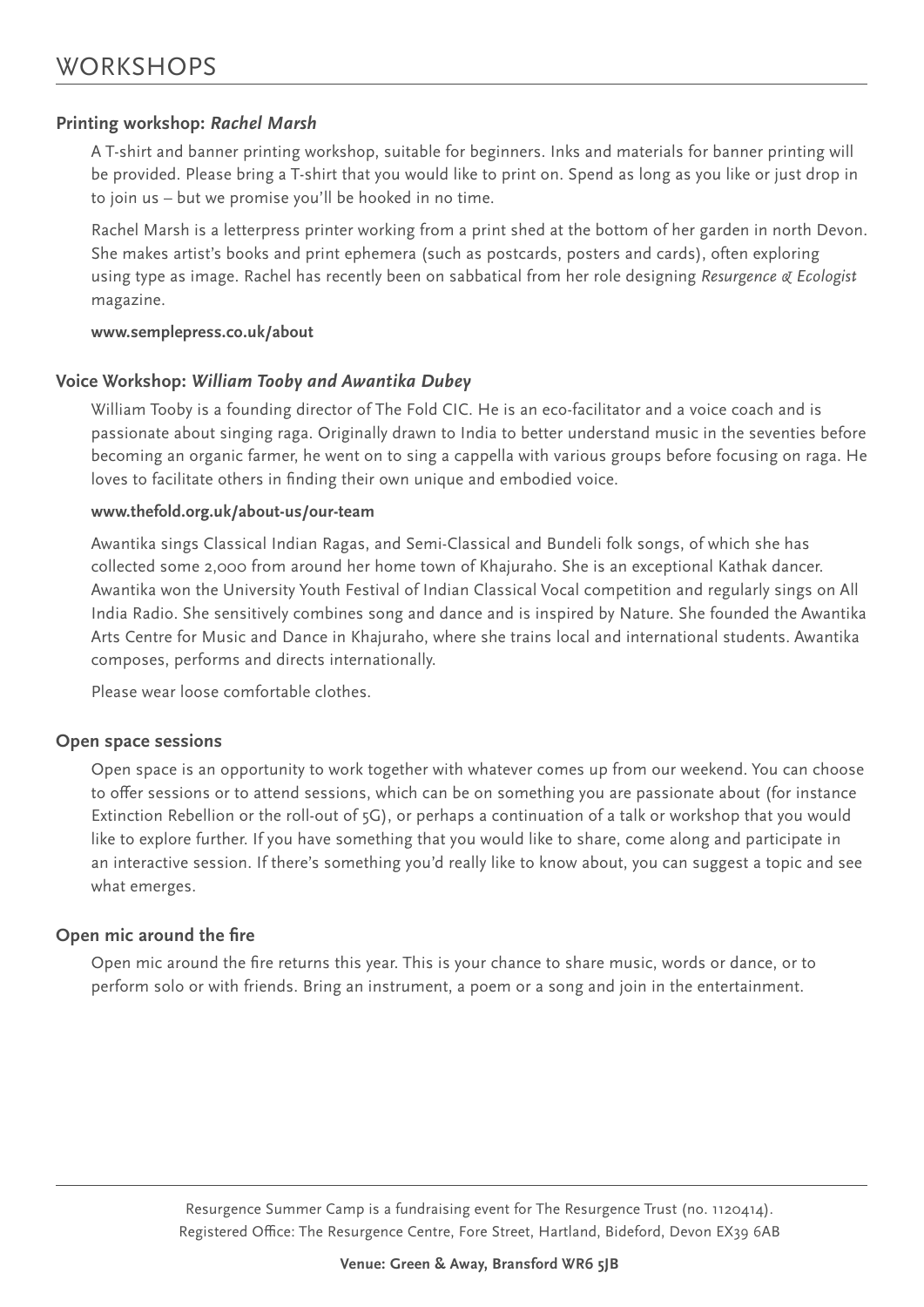# WORKSHOPS

### Printing workshop: *Rachel Marsh*

A T-shirt and banner printing workshop, suitable for beginners. Inks and materials for banner printing will be provided. Please bring a T-shirt that you would like to print on. Spend as long as you like or just drop in to join us – but we promise you'll be hooked in no time.

Rachel Marsh is a letterpress printer working from a print shed at the bottom of her garden in north Devon. She makes artist's books and print ephemera (such as postcards, posters and cards), often exploring using type as image. Rachel has recently been on sabbatical from her role designing *Resurgence & Ecologist* magazine.

**www.semplepress.co.uk/about**

### Voice Workshop: *William Tooby and Awantika Dubey*

William Tooby is a founding director of The Fold CIC. He is an eco-facilitator and a voice coach and is passionate about singing raga. Originally drawn to India to better understand music in the seventies before becoming an organic farmer, he went on to sing a cappella with various groups before focusing on raga. He loves to facilitate others in finding their own unique and embodied voice.

**www.thefold.org.uk/about-us/our-team**

Awantika sings Classical Indian Ragas, and Semi-Classical and Bundeli folk songs, of which she has collected some 2,000 from around her home town of Khajuraho. She is an exceptional Kathak dancer. Awantika won the University Youth Festival of Indian Classical Vocal competition and regularly sings on All India Radio. She sensitively combines song and dance and is inspired by Nature. She founded the Awantika Arts Centre for Music and Dance in Khajuraho, where she trains local and international students. Awantika composes, performs and directs internationally.

Please wear loose comfortable clothes.

### Open space sessions

Open space is an opportunity to work together with whatever comes up from our weekend. You can choose to offer sessions or to attend sessions, which can be on something you are passionate about (for instance Extinction Rebellion or the roll-out of 5G), or perhaps a continuation of a talk or workshop that you would like to explore further. If you have something that you would like to share, come along and participate in an interactive session. If there's something you'd really like to know about, you can suggest a topic and see what emerges.

### Open mic around the fire

Open mic around the fire returns this year. This is your chance to share music, words or dance, or to perform solo or with friends. Bring an instrument, a poem or a song and join in the entertainment.

Resurgence Summer Camp is a fundraising event for The Resurgence Trust (no. 1120414).
Registered Office: The Resurgence Centre, Fore Street, Hartland, Bideford, Devon EX39 6AB

**Venue: Green & Away, Bransford WR6 5JB**